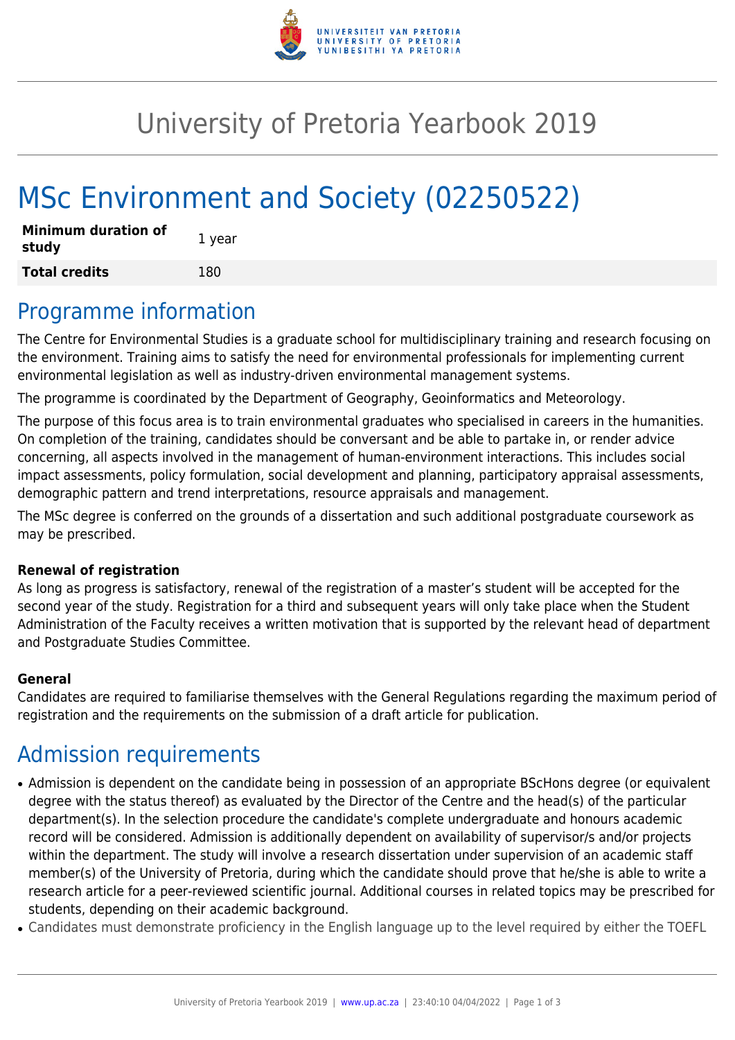# University of Pretoria Yearbook 2019

# MSc Environment and Society (02250522)

| **Minimum duration of study** | 1 year |
|---|---|
| **Total credits** | 180 |

## Programme information

The Centre for Environmental Studies is a graduate school for multidisciplinary training and research focusing on the environment. Training aims to satisfy the need for environmental professionals for implementing current environmental legislation as well as industry-driven environmental management systems.

The programme is coordinated by the Department of Geography, Geoinformatics and Meteorology.

The purpose of this focus area is to train environmental graduates who specialised in careers in the humanities. On completion of the training, candidates should be conversant and be able to partake in, or render advice concerning, all aspects involved in the management of human-environment interactions. This includes social impact assessments, policy formulation, social development and planning, participatory appraisal assessments, demographic pattern and trend interpretations, resource appraisals and management.

The MSc degree is conferred on the grounds of a dissertation and such additional postgraduate coursework as may be prescribed.

#### Renewal of registration

As long as progress is satisfactory, renewal of the registration of a master's student will be accepted for the second year of the study. Registration for a third and subsequent years will only take place when the Student Administration of the Faculty receives a written motivation that is supported by the relevant head of department and Postgraduate Studies Committee.

#### General

Candidates are required to familiarise themselves with the General Regulations regarding the maximum period of registration and the requirements on the submission of a draft article for publication.

## Admission requirements

- Admission is dependent on the candidate being in possession of an appropriate BScHons degree (or equivalent degree with the status thereof) as evaluated by the Director of the Centre and the head(s) of the particular department(s). In the selection procedure the candidate's complete undergraduate and honours academic record will be considered. Admission is additionally dependent on availability of supervisor/s and/or projects within the department. The study will involve a research dissertation under supervision of an academic staff member(s) of the University of Pretoria, during which the candidate should prove that he/she is able to write a research article for a peer-reviewed scientific journal. Additional courses in related topics may be prescribed for students, depending on their academic background.
- Candidates must demonstrate proficiency in the English language up to the level required by either the TOEFL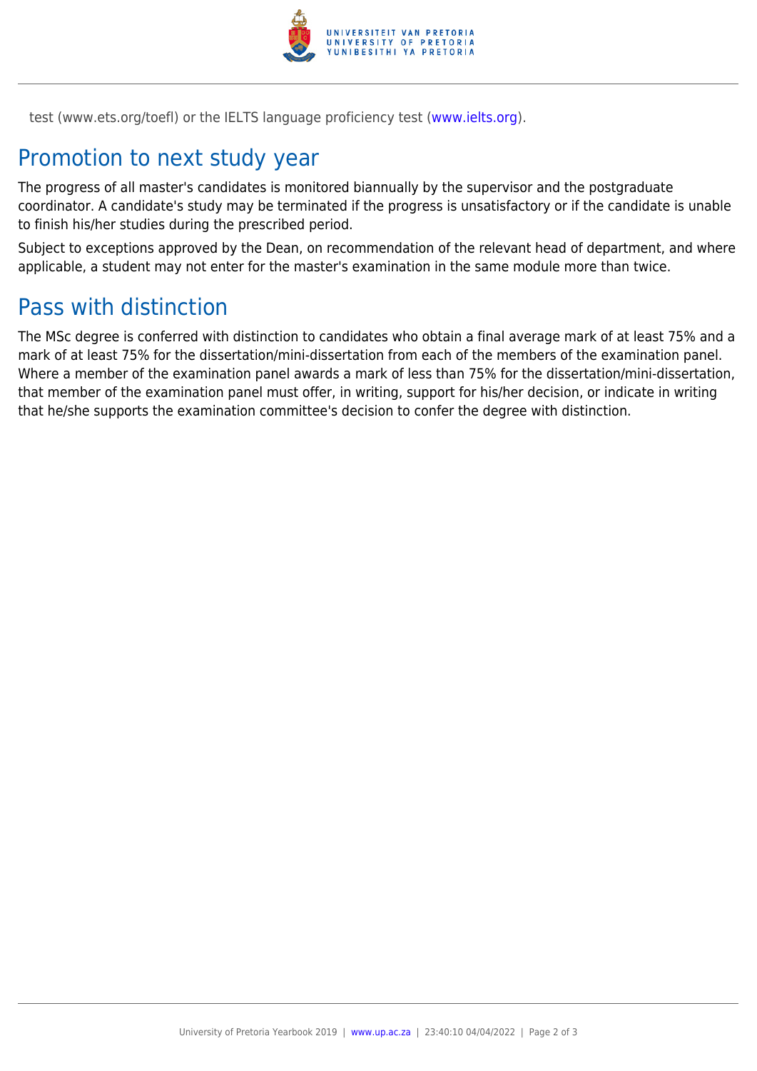test (www.ets.org/toefl) or the IELTS language proficiency test (www.ielts.org).

## Promotion to next study year

The progress of all master's candidates is monitored biannually by the supervisor and the postgraduate coordinator. A candidate's study may be terminated if the progress is unsatisfactory or if the candidate is unable to finish his/her studies during the prescribed period.

Subject to exceptions approved by the Dean, on recommendation of the relevant head of department, and where applicable, a student may not enter for the master's examination in the same module more than twice.

## Pass with distinction

The MSc degree is conferred with distinction to candidates who obtain a final average mark of at least 75% and a mark of at least 75% for the dissertation/mini-dissertation from each of the members of the examination panel. Where a member of the examination panel awards a mark of less than 75% for the dissertation/mini-dissertation, that member of the examination panel must offer, in writing, support for his/her decision, or indicate in writing that he/she supports the examination committee's decision to confer the degree with distinction.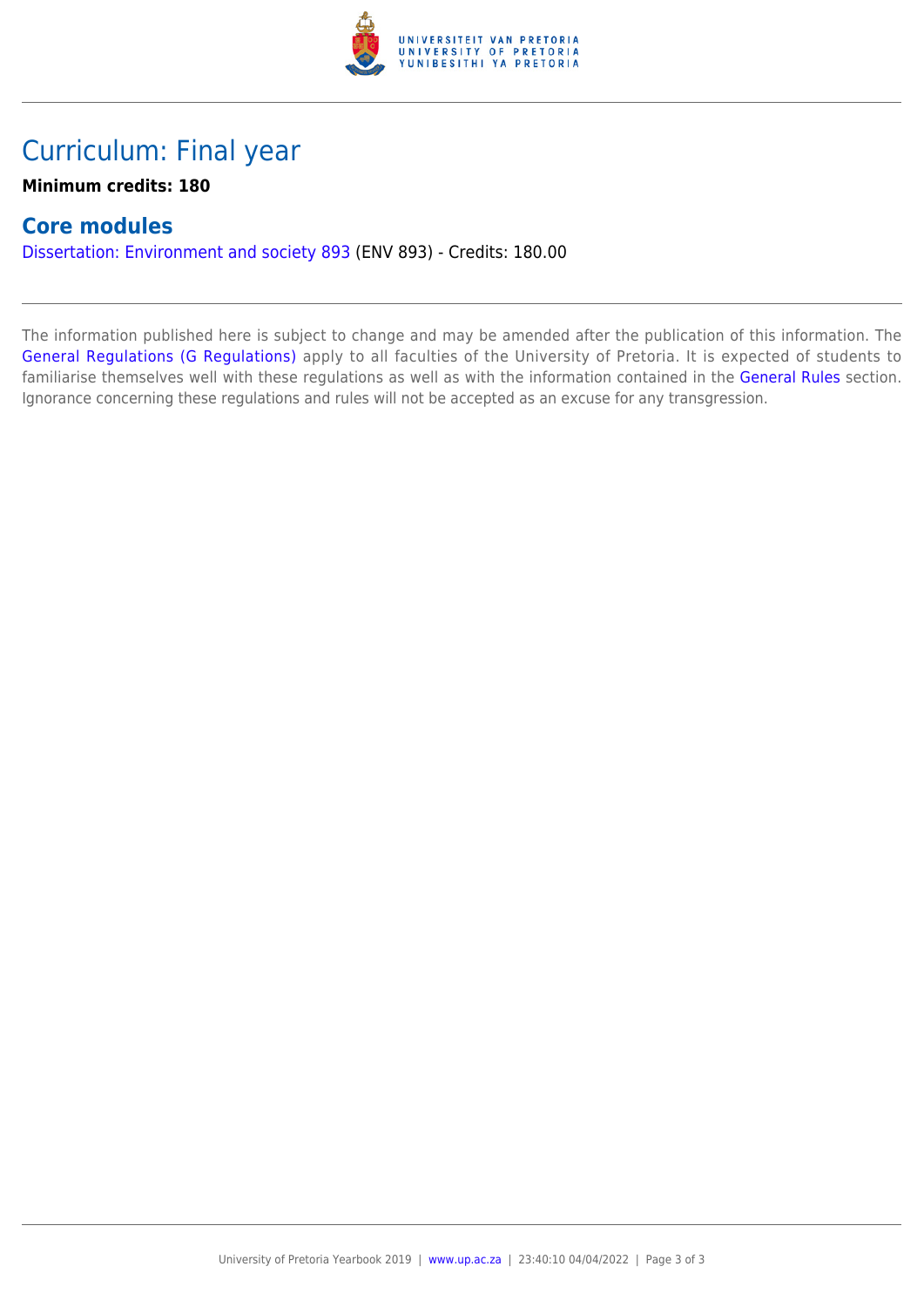# Curriculum: Final year

**Minimum credits: 180**

## Core modules

Dissertation: Environment and society 893 (ENV 893) - Credits: 180.00

The information published here is subject to change and may be amended after the publication of this information. The General Regulations (G Regulations) apply to all faculties of the University of Pretoria. It is expected of students to familiarise themselves well with these regulations as well as with the information contained in the General Rules section. Ignorance concerning these regulations and rules will not be accepted as an excuse for any transgression.